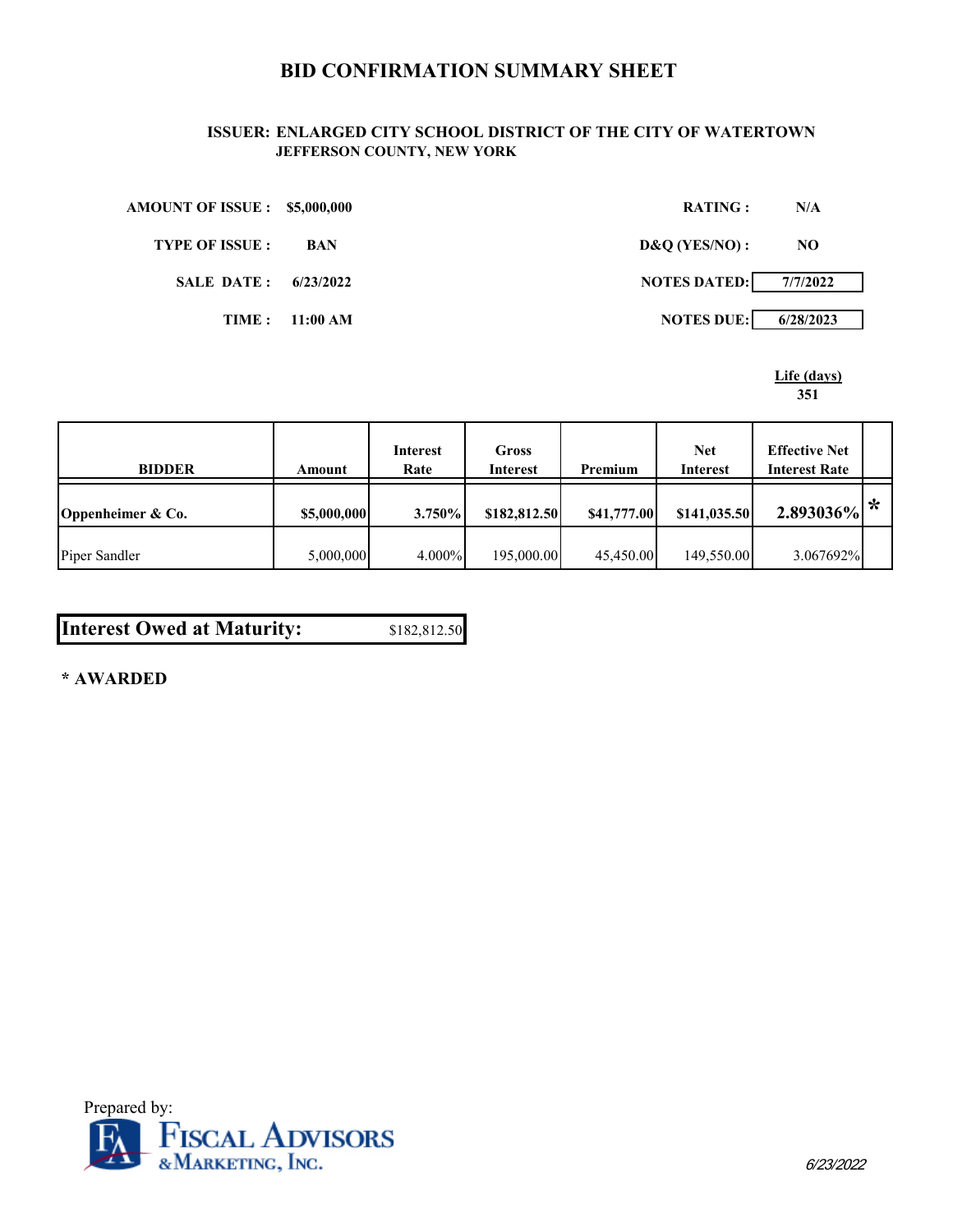# BID CONFIRMATION SUMMARY SHEET

**ISSUER: ENLARGED CITY SCHOOL DISTRICT OF THE CITY OF WATERTOWN**
**JEFFERSON COUNTY, NEW YORK**

**AMOUNT OF ISSUE :** $5,000,000

**TYPE OF ISSUE :** BAN

**SALE DATE :** 6/23/2022

**TIME :** 11:00 AM

**RATING :** N/A

**D&Q (YES/NO) :** NO

**NOTES DATED:** 7/7/2022

**NOTES DUE:** 6/28/2023

**Life (days)**
351

| BIDDER | Amount | Interest Rate | Gross Interest | Premium | Net Interest | Effective Net Interest Rate | |
|---|---|---|---|---|---|---|---|
| **Oppenheimer & Co.** | **$5,000,000** | **3.750%** | **$182,812.50** | **$41,777.00** | **$141,035.50** | **2.893036%** | * |
| Piper Sandler | 5,000,000 | 4.000% | 195,000.00 | 45,450.00 | 149,550.00 | 3.067692% | |

**Interest Owed at Maturity:** $182,812.50

**\* AWARDED**

Prepared by:
FISCAL ADVISORS & MARKETING, INC.

6/23/2022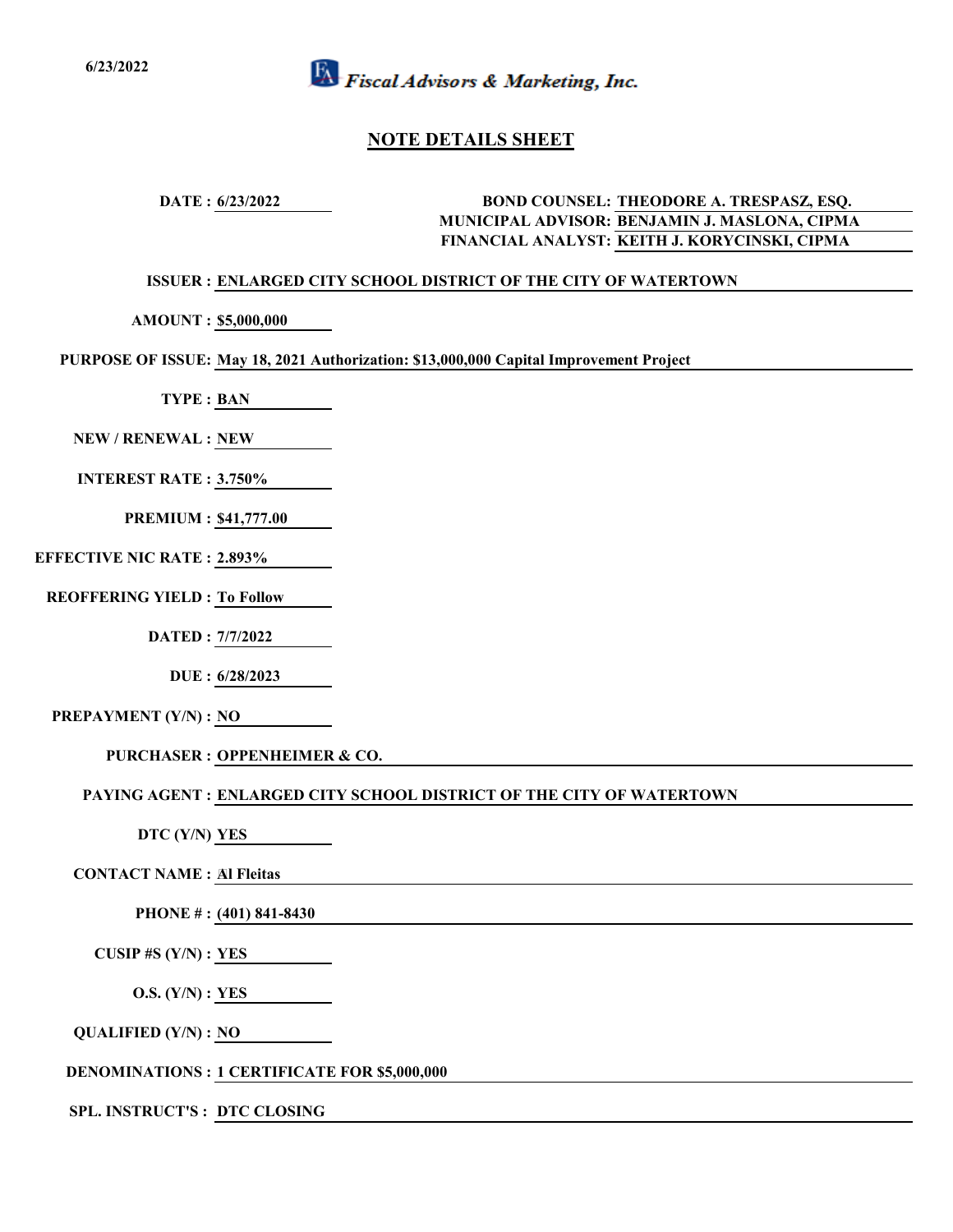6/23/2022

Fiscal Advisors & Marketing, Inc.

## NOTE DETAILS SHEET

**DATE :** 6/23/2022

**BOND COUNSEL:** THEODORE A. TRESPASZ, ESQ.
**MUNICIPAL ADVISOR:** BENJAMIN J. MASLONA, CIPMA
**FINANCIAL ANALYST:** KEITH J. KORYCINSKI, CIPMA

**ISSUER :** ENLARGED CITY SCHOOL DISTRICT OF THE CITY OF WATERTOWN

**AMOUNT :** $5,000,000

**PURPOSE OF ISSUE:** May 18, 2021 Authorization: $13,000,000 Capital Improvement Project

**TYPE :** BAN

**NEW / RENEWAL :** NEW

**INTEREST RATE :** 3.750%

**PREMIUM :** $41,777.00

**EFFECTIVE NIC RATE :** 2.893%

**REOFFERING YIELD :** To Follow

**DATED :** 7/7/2022

**DUE :** 6/28/2023

**PREPAYMENT (Y/N) :** NO

**PURCHASER :** OPPENHEIMER & CO.

**PAYING AGENT :** ENLARGED CITY SCHOOL DISTRICT OF THE CITY OF WATERTOWN

**DTC (Y/N)** YES

**CONTACT NAME :** Al Fleitas

**PHONE # :** (401) 841-8430

**CUSIP #S (Y/N) :** YES

**O.S. (Y/N) :** YES

**QUALIFIED (Y/N) :** NO

**DENOMINATIONS :** 1 CERTIFICATE FOR $5,000,000

**SPL. INSTRUCT'S :** DTC CLOSING